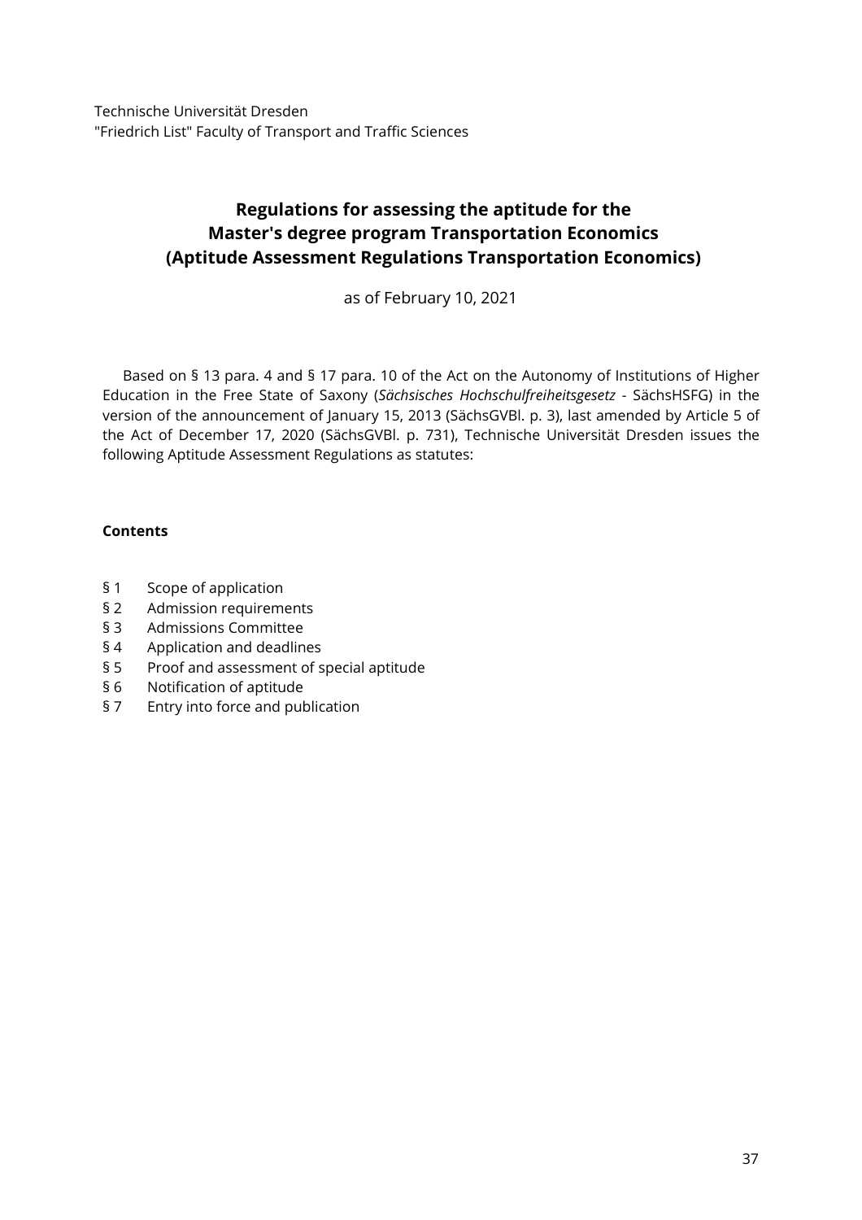Technische Universität Dresden
"Friedrich List" Faculty of Transport and Traffic Sciences

# Regulations for assessing the aptitude for the Master's degree program Transportation Economics (Aptitude Assessment Regulations Transportation Economics)

as of February 10, 2021

Based on § 13 para. 4 and § 17 para. 10 of the Act on the Autonomy of Institutions of Higher Education in the Free State of Saxony (*Sächsisches Hochschulfreiheitsgesetz* - SächsHSFG) in the version of the announcement of January 15, 2013 (SächsGVBl. p. 3), last amended by Article 5 of the Act of December 17, 2020 (SächsGVBl. p. 731), Technische Universität Dresden issues the following Aptitude Assessment Regulations as statutes:

**Contents**

§ 1 Scope of application
§ 2 Admission requirements
§ 3 Admissions Committee
§ 4 Application and deadlines
§ 5 Proof and assessment of special aptitude
§ 6 Notification of aptitude
§ 7 Entry into force and publication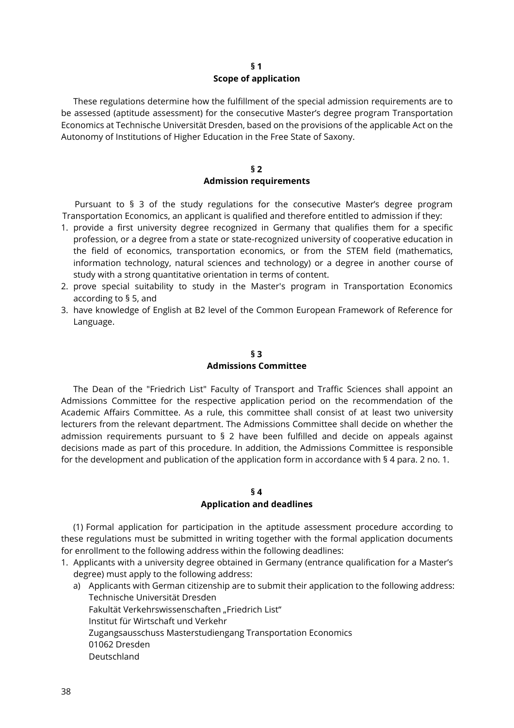## § 1
## Scope of application

These regulations determine how the fulfillment of the special admission requirements are to be assessed (aptitude assessment) for the consecutive Master's degree program Transportation Economics at Technische Universität Dresden, based on the provisions of the applicable Act on the Autonomy of Institutions of Higher Education in the Free State of Saxony.

## § 2
## Admission requirements

Pursuant to § 3 of the study regulations for the consecutive Master's degree program Transportation Economics, an applicant is qualified and therefore entitled to admission if they:

1. provide a first university degree recognized in Germany that qualifies them for a specific profession, or a degree from a state or state-recognized university of cooperative education in the field of economics, transportation economics, or from the STEM field (mathematics, information technology, natural sciences and technology) or a degree in another course of study with a strong quantitative orientation in terms of content.
2. prove special suitability to study in the Master's program in Transportation Economics according to § 5, and
3. have knowledge of English at B2 level of the Common European Framework of Reference for Language.

## § 3
## Admissions Committee

The Dean of the "Friedrich List" Faculty of Transport and Traffic Sciences shall appoint an Admissions Committee for the respective application period on the recommendation of the Academic Affairs Committee. As a rule, this committee shall consist of at least two university lecturers from the relevant department. The Admissions Committee shall decide on whether the admission requirements pursuant to § 2 have been fulfilled and decide on appeals against decisions made as part of this procedure. In addition, the Admissions Committee is responsible for the development and publication of the application form in accordance with § 4 para. 2 no. 1.

## § 4
## Application and deadlines

(1) Formal application for participation in the aptitude assessment procedure according to these regulations must be submitted in writing together with the formal application documents for enrollment to the following address within the following deadlines:

1. Applicants with a university degree obtained in Germany (entrance qualification for a Master's degree) must apply to the following address:
   a) Applicants with German citizenship are to submit their application to the following address:
      Technische Universität Dresden
      Fakultät Verkehrswissenschaften „Friedrich List"
      Institut für Wirtschaft und Verkehr
      Zugangsausschuss Masterstudiengang Transportation Economics
      01062 Dresden
      Deutschland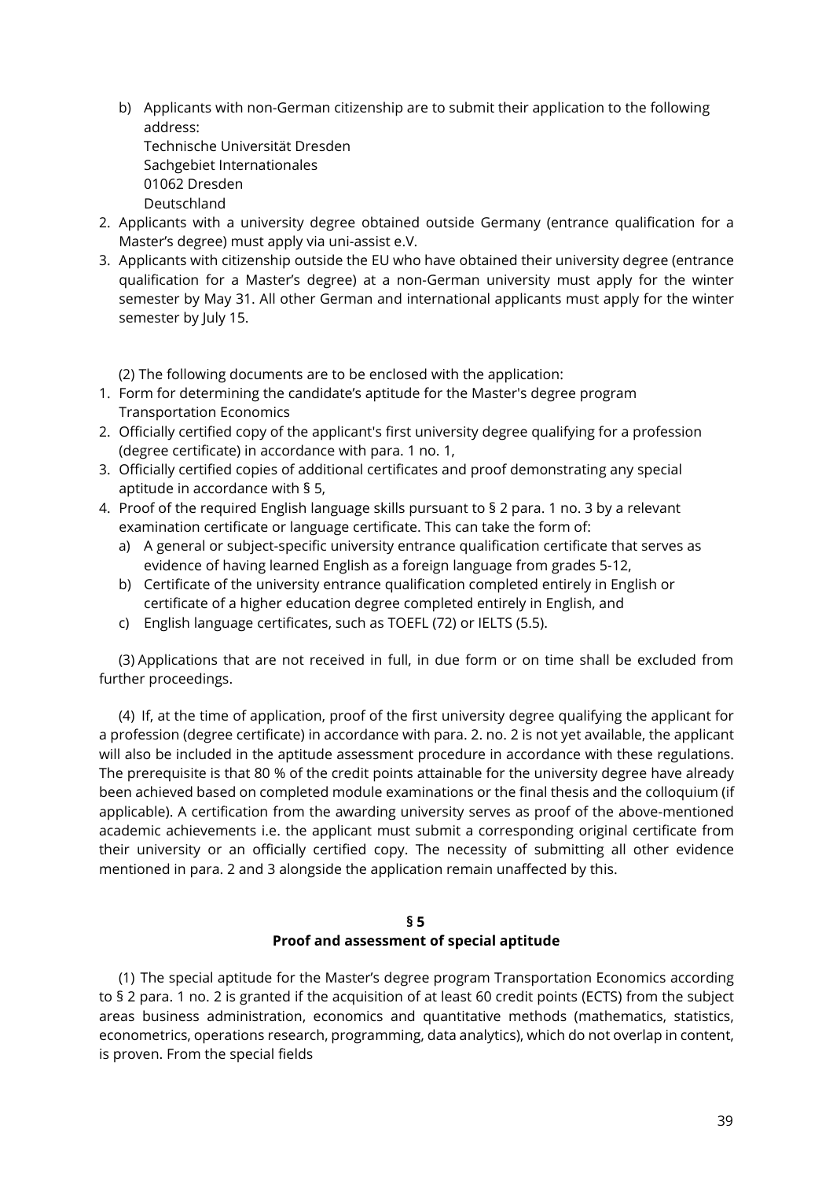b) Applicants with non-German citizenship are to submit their application to the following address:
   Technische Universität Dresden
   Sachgebiet Internationales
   01062 Dresden
   Deutschland

2. Applicants with a university degree obtained outside Germany (entrance qualification for a Master's degree) must apply via uni-assist e.V.
3. Applicants with citizenship outside the EU who have obtained their university degree (entrance qualification for a Master's degree) at a non-German university must apply for the winter semester by May 31. All other German and international applicants must apply for the winter semester by July 15.

(2) The following documents are to be enclosed with the application:

1. Form for determining the candidate's aptitude for the Master's degree program Transportation Economics
2. Officially certified copy of the applicant's first university degree qualifying for a profession (degree certificate) in accordance with para. 1 no. 1,
3. Officially certified copies of additional certificates and proof demonstrating any special aptitude in accordance with § 5,
4. Proof of the required English language skills pursuant to § 2 para. 1 no. 3 by a relevant examination certificate or language certificate. This can take the form of:
   a) A general or subject-specific university entrance qualification certificate that serves as evidence of having learned English as a foreign language from grades 5-12,
   b) Certificate of the university entrance qualification completed entirely in English or certificate of a higher education degree completed entirely in English, and
   c) English language certificates, such as TOEFL (72) or IELTS (5.5).

(3) Applications that are not received in full, in due form or on time shall be excluded from further proceedings.

(4) If, at the time of application, proof of the first university degree qualifying the applicant for a profession (degree certificate) in accordance with para. 2. no. 2 is not yet available, the applicant will also be included in the aptitude assessment procedure in accordance with these regulations. The prerequisite is that 80 % of the credit points attainable for the university degree have already been achieved based on completed module examinations or the final thesis and the colloquium (if applicable). A certification from the awarding university serves as proof of the above-mentioned academic achievements i.e. the applicant must submit a corresponding original certificate from their university or an officially certified copy. The necessity of submitting all other evidence mentioned in para. 2 and 3 alongside the application remain unaffected by this.

## § 5
## Proof and assessment of special aptitude

(1) The special aptitude for the Master's degree program Transportation Economics according to § 2 para. 1 no. 2 is granted if the acquisition of at least 60 credit points (ECTS) from the subject areas business administration, economics and quantitative methods (mathematics, statistics, econometrics, operations research, programming, data analytics), which do not overlap in content, is proven. From the special fields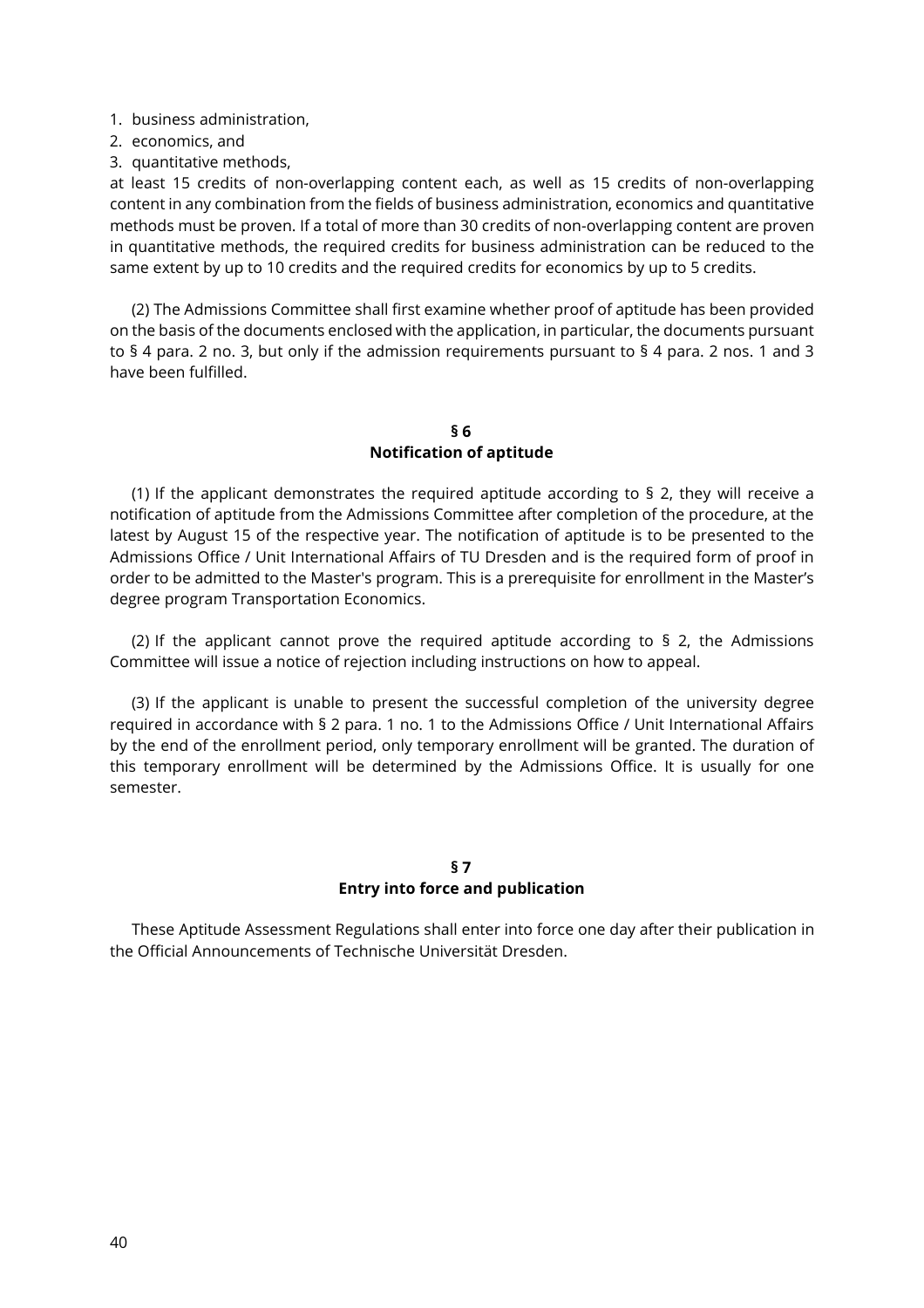1. business administration,
2. economics, and
3. quantitative methods,

at least 15 credits of non-overlapping content each, as well as 15 credits of non-overlapping content in any combination from the fields of business administration, economics and quantitative methods must be proven. If a total of more than 30 credits of non-overlapping content are proven in quantitative methods, the required credits for business administration can be reduced to the same extent by up to 10 credits and the required credits for economics by up to 5 credits.

(2) The Admissions Committee shall first examine whether proof of aptitude has been provided on the basis of the documents enclosed with the application, in particular, the documents pursuant to § 4 para. 2 no. 3, but only if the admission requirements pursuant to § 4 para. 2 nos. 1 and 3 have been fulfilled.

## § 6
## Notification of aptitude

(1) If the applicant demonstrates the required aptitude according to § 2, they will receive a notification of aptitude from the Admissions Committee after completion of the procedure, at the latest by August 15 of the respective year. The notification of aptitude is to be presented to the Admissions Office / Unit International Affairs of TU Dresden and is the required form of proof in order to be admitted to the Master's program. This is a prerequisite for enrollment in the Master's degree program Transportation Economics.

(2) If the applicant cannot prove the required aptitude according to § 2, the Admissions Committee will issue a notice of rejection including instructions on how to appeal.

(3) If the applicant is unable to present the successful completion of the university degree required in accordance with § 2 para. 1 no. 1 to the Admissions Office / Unit International Affairs by the end of the enrollment period, only temporary enrollment will be granted. The duration of this temporary enrollment will be determined by the Admissions Office. It is usually for one semester.

## § 7
## Entry into force and publication

These Aptitude Assessment Regulations shall enter into force one day after their publication in the Official Announcements of Technische Universität Dresden.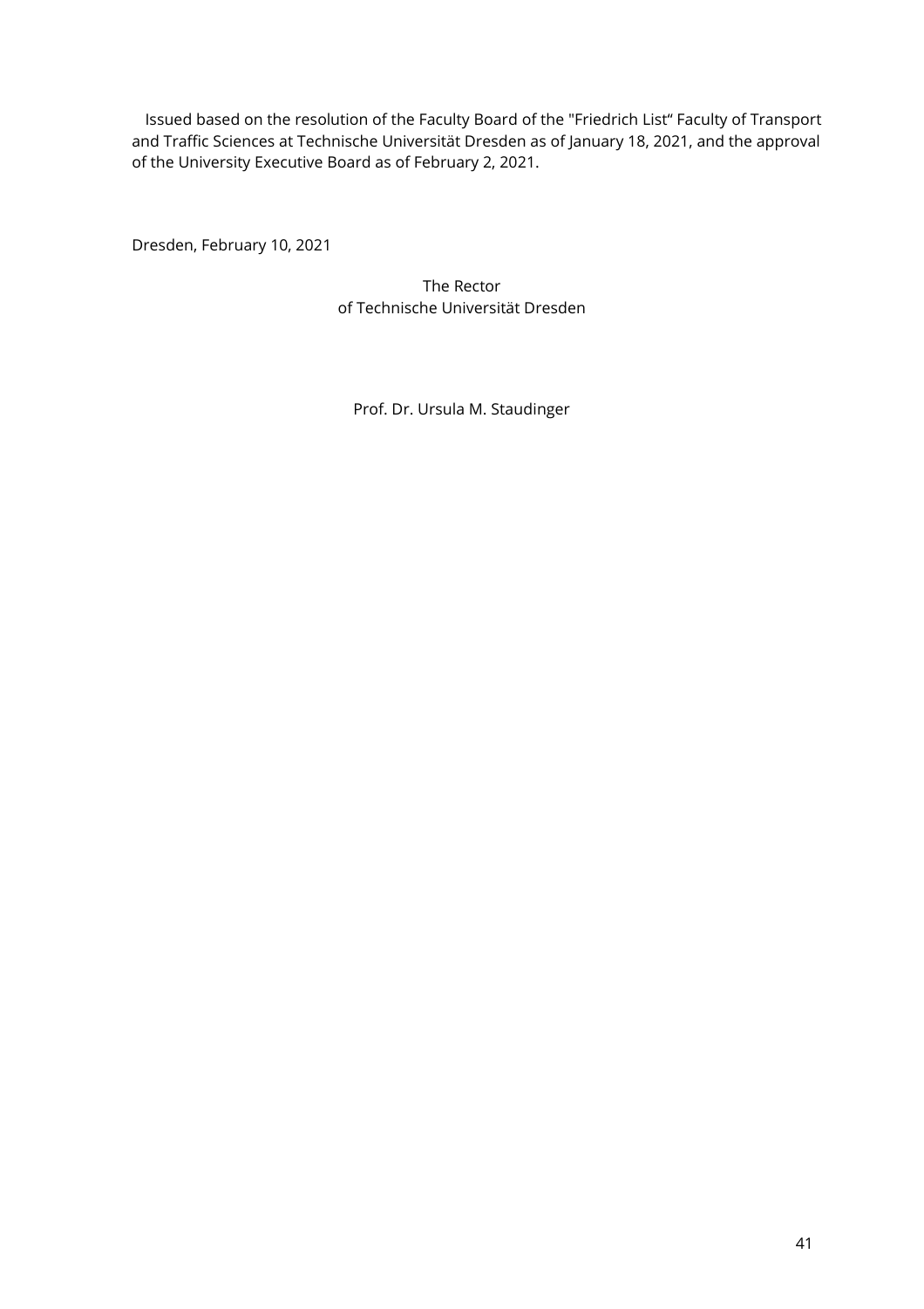Issued based on the resolution of the Faculty Board of the "Friedrich List“ Faculty of Transport and Traffic Sciences at Technische Universität Dresden as of January 18, 2021, and the approval of the University Executive Board as of February 2, 2021.

Dresden, February 10, 2021

The Rector
of Technische Universität Dresden

Prof. Dr. Ursula M. Staudinger